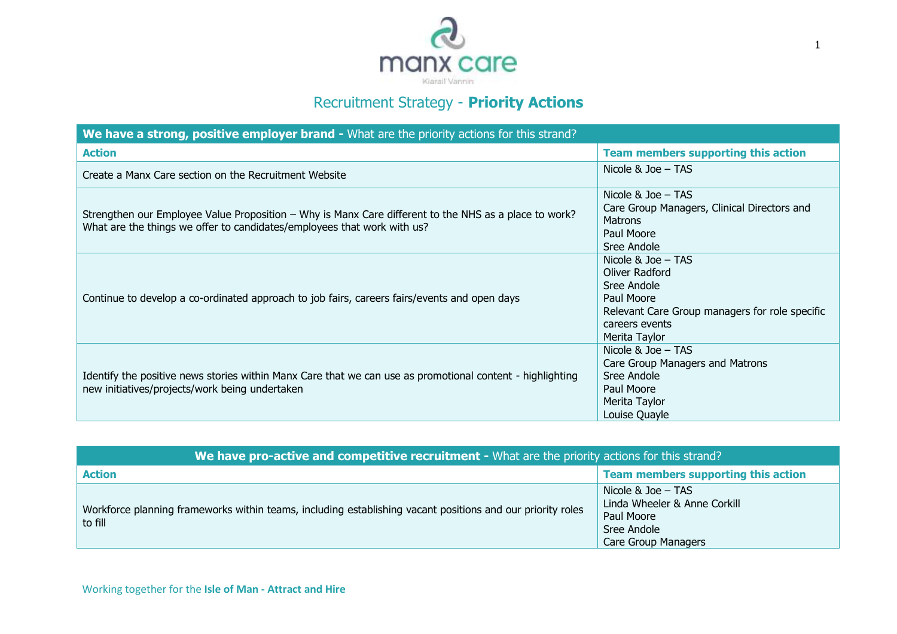# Recruitment Strategy - **Priority Actions**

| **We have a strong, positive employer brand -** What are the priority actions for this strand? | |
|---|---|
| **Action** | **Team members supporting this action** |
| Create a Manx Care section on the Recruitment Website | Nicole & Joe – TAS |
| Strengthen our Employee Value Proposition – Why is Manx Care different to the NHS as a place to work? What are the things we offer to candidates/employees that work with us? | Nicole & Joe – TAS<br>Care Group Managers, Clinical Directors and Matrons<br>Paul Moore<br>Sree Andole |
| Continue to develop a co-ordinated approach to job fairs, careers fairs/events and open days | Nicole & Joe – TAS<br>Oliver Radford<br>Sree Andole<br>Paul Moore<br>Relevant Care Group managers for role specific careers events<br>Merita Taylor |
| Identify the positive news stories within Manx Care that we can use as promotional content - highlighting new initiatives/projects/work being undertaken | Nicole & Joe – TAS<br>Care Group Managers and Matrons<br>Sree Andole<br>Paul Moore<br>Merita Taylor<br>Louise Quayle |

| **We have pro-active and competitive recruitment -** What are the priority actions for this strand? | |
|---|---|
| **Action** | **Team members supporting this action** |
| Workforce planning frameworks within teams, including establishing vacant positions and our priority roles to fill | Nicole & Joe – TAS<br>Linda Wheeler & Anne Corkill<br>Paul Moore<br>Sree Andole<br>Care Group Managers |

Working together for the **Isle of Man - Attract and Hire**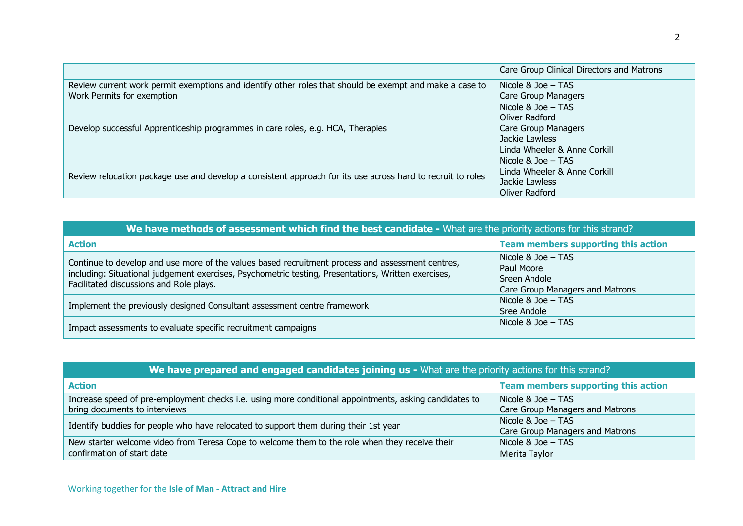| | |
|---|---|
| | Care Group Clinical Directors and Matrons |
| Review current work permit exemptions and identify other roles that should be exempt and make a case to Work Permits for exemption | Nicole & Joe – TAS<br>Care Group Managers |
| Develop successful Apprenticeship programmes in care roles, e.g. HCA, Therapies | Nicole & Joe – TAS<br>Oliver Radford<br>Care Group Managers<br>Jackie Lawless<br>Linda Wheeler & Anne Corkill |
| Review relocation package use and develop a consistent approach for its use across hard to recruit to roles | Nicole & Joe – TAS<br>Linda Wheeler & Anne Corkill<br>Jackie Lawless<br>Oliver Radford |

**We have methods of assessment which find the best candidate -** What are the priority actions for this strand?

| Action | Team members supporting this action |
|---|---|
| Continue to develop and use more of the values based recruitment process and assessment centres, including: Situational judgement exercises, Psychometric testing, Presentations, Written exercises, Facilitated discussions and Role plays. | Nicole & Joe – TAS<br>Paul Moore<br>Sreen Andole<br>Care Group Managers and Matrons |
| Implement the previously designed Consultant assessment centre framework | Nicole & Joe – TAS<br>Sree Andole |
| Impact assessments to evaluate specific recruitment campaigns | Nicole & Joe – TAS |

**We have prepared and engaged candidates joining us -** What are the priority actions for this strand?

| Action | Team members supporting this action |
|---|---|
| Increase speed of pre-employment checks i.e. using more conditional appointments, asking candidates to bring documents to interviews | Nicole & Joe – TAS<br>Care Group Managers and Matrons |
| Identify buddies for people who have relocated to support them during their 1st year | Nicole & Joe – TAS<br>Care Group Managers and Matrons |
| New starter welcome video from Teresa Cope to welcome them to the role when they receive their confirmation of start date | Nicole & Joe – TAS<br>Merita Taylor |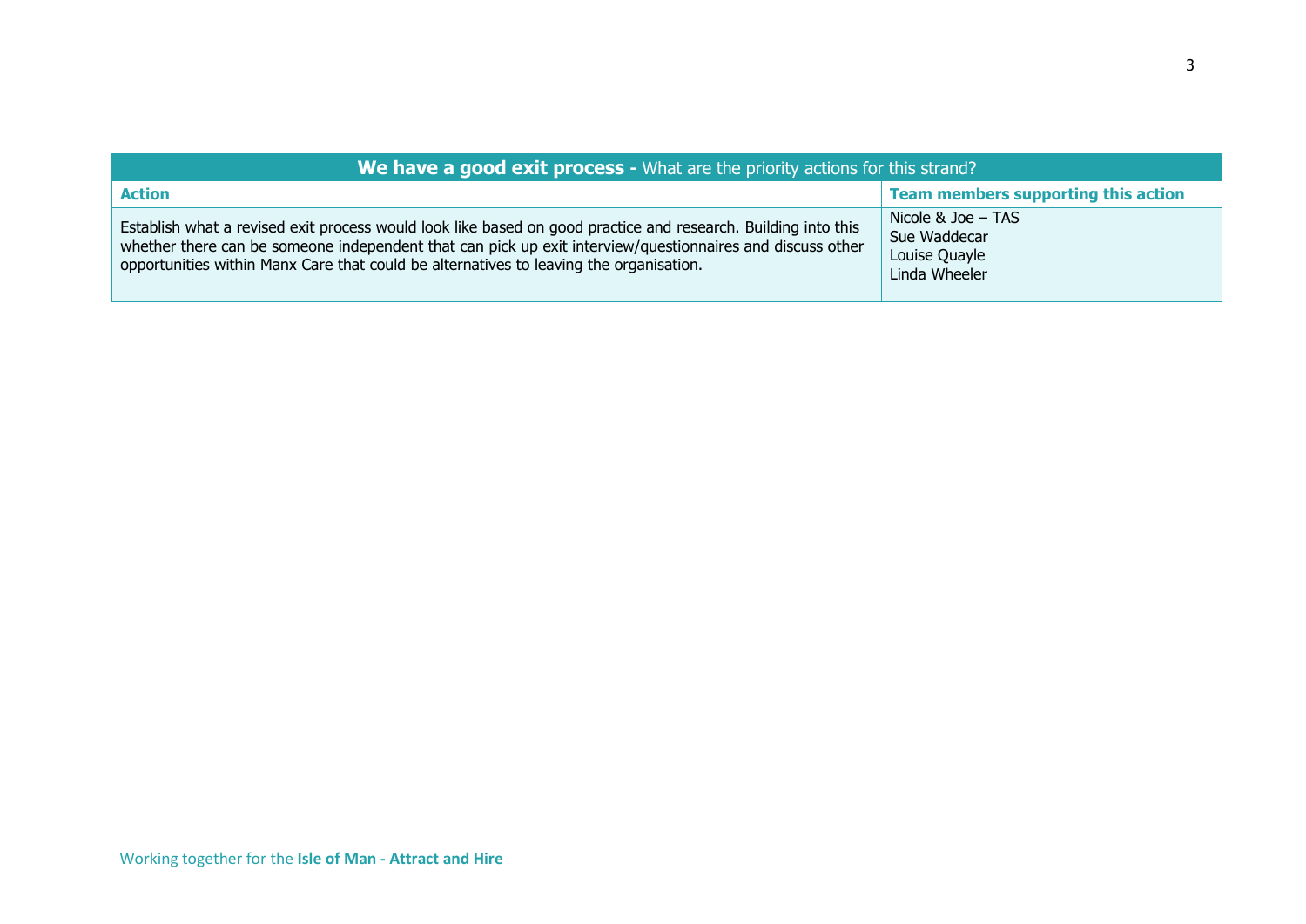| **We have a good exit process** - What are the priority actions for this strand? | |
|---|---|
| **Action** | **Team members supporting this action** |
| Establish what a revised exit process would look like based on good practice and research. Building into this whether there can be someone independent that can pick up exit interview/questionnaires and discuss other opportunities within Manx Care that could be alternatives to leaving the organisation. | Nicole & Joe – TAS<br>Sue Waddecar<br>Louise Quayle<br>Linda Wheeler |